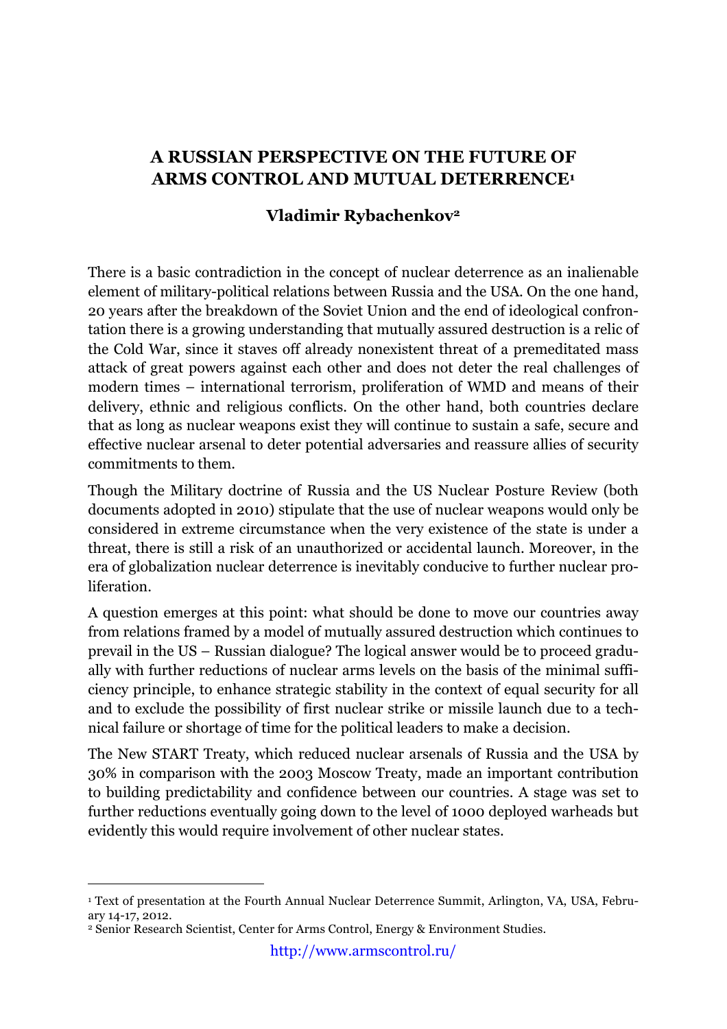# A RUSSIAN PERSPECTIVE ON THE FUTURE OF ARMS CONTROL AND MUTUAL DETERRENCE[1]

**Vladimir Rybachenkov[2]**

There is a basic contradiction in the concept of nuclear deterrence as an inalienable element of military-political relations between Russia and the USA. On the one hand, 20 years after the breakdown of the Soviet Union and the end of ideological confrontation there is a growing understanding that mutually assured destruction is a relic of the Cold War, since it staves off already nonexistent threat of a premeditated mass attack of great powers against each other and does not deter the real challenges of modern times – international terrorism, proliferation of WMD and means of their delivery, ethnic and religious conflicts. On the other hand, both countries declare that as long as nuclear weapons exist they will continue to sustain a safe, secure and effective nuclear arsenal to deter potential adversaries and reassure allies of security commitments to them.

Though the Military doctrine of Russia and the US Nuclear Posture Review (both documents adopted in 2010) stipulate that the use of nuclear weapons would only be considered in extreme circumstance when the very existence of the state is under a threat, there is still a risk of an unauthorized or accidental launch. Moreover, in the era of globalization nuclear deterrence is inevitably conducive to further nuclear proliferation.

A question emerges at this point: what should be done to move our countries away from relations framed by a model of mutually assured destruction which continues to prevail in the US – Russian dialogue? The logical answer would be to proceed gradually with further reductions of nuclear arms levels on the basis of the minimal sufficiency principle, to enhance strategic stability in the context of equal security for all and to exclude the possibility of first nuclear strike or missile launch due to a technical failure or shortage of time for the political leaders to make a decision.

The New START Treaty, which reduced nuclear arsenals of Russia and the USA by 30% in comparison with the 2003 Moscow Treaty, made an important contribution to building predictability and confidence between our countries. A stage was set to further reductions eventually going down to the level of 1000 deployed warheads but evidently this would require involvement of other nuclear states.

---

[1] Text of presentation at the Fourth Annual Nuclear Deterrence Summit, Arlington, VA, USA, February 14-17, 2012.

[2] Senior Research Scientist, Center for Arms Control, Energy & Environment Studies.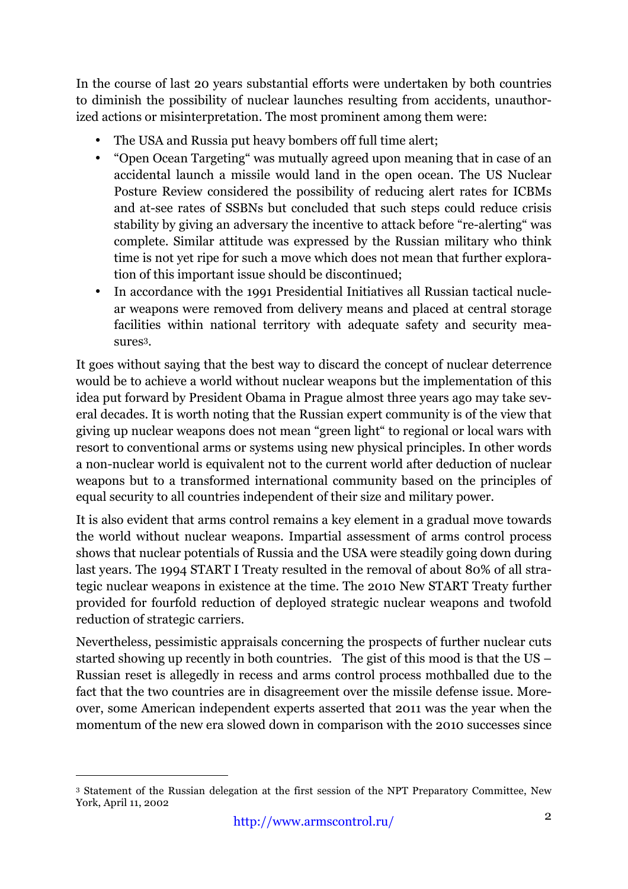In the course of last 20 years substantial efforts were undertaken by both countries to diminish the possibility of nuclear launches resulting from accidents, unauthorized actions or misinterpretation. The most prominent among them were:

- The USA and Russia put heavy bombers off full time alert;
- "Open Ocean Targeting" was mutually agreed upon meaning that in case of an accidental launch a missile would land in the open ocean. The US Nuclear Posture Review considered the possibility of reducing alert rates for ICBMs and at-see rates of SSBNs but concluded that such steps could reduce crisis stability by giving an adversary the incentive to attack before "re-alerting" was complete. Similar attitude was expressed by the Russian military who think time is not yet ripe for such a move which does not mean that further exploration of this important issue should be discontinued;
- In accordance with the 1991 Presidential Initiatives all Russian tactical nuclear weapons were removed from delivery means and placed at central storage facilities within national territory with adequate safety and security measures[3].

It goes without saying that the best way to discard the concept of nuclear deterrence would be to achieve a world without nuclear weapons but the implementation of this idea put forward by President Obama in Prague almost three years ago may take several decades. It is worth noting that the Russian expert community is of the view that giving up nuclear weapons does not mean "green light" to regional or local wars with resort to conventional arms or systems using new physical principles. In other words a non-nuclear world is equivalent not to the current world after deduction of nuclear weapons but to a transformed international community based on the principles of equal security to all countries independent of their size and military power.

It is also evident that arms control remains a key element in a gradual move towards the world without nuclear weapons. Impartial assessment of arms control process shows that nuclear potentials of Russia and the USA were steadily going down during last years. The 1994 START I Treaty resulted in the removal of about 80% of all strategic nuclear weapons in existence at the time. The 2010 New START Treaty further provided for fourfold reduction of deployed strategic nuclear weapons and twofold reduction of strategic carriers.

Nevertheless, pessimistic appraisals concerning the prospects of further nuclear cuts started showing up recently in both countries. The gist of this mood is that the US – Russian reset is allegedly in recess and arms control process mothballed due to the fact that the two countries are in disagreement over the missile defense issue. Moreover, some American independent experts asserted that 2011 was the year when the momentum of the new era slowed down in comparison with the 2010 successes since

---

[3] Statement of the Russian delegation at the first session of the NPT Preparatory Committee, New York, April 11, 2002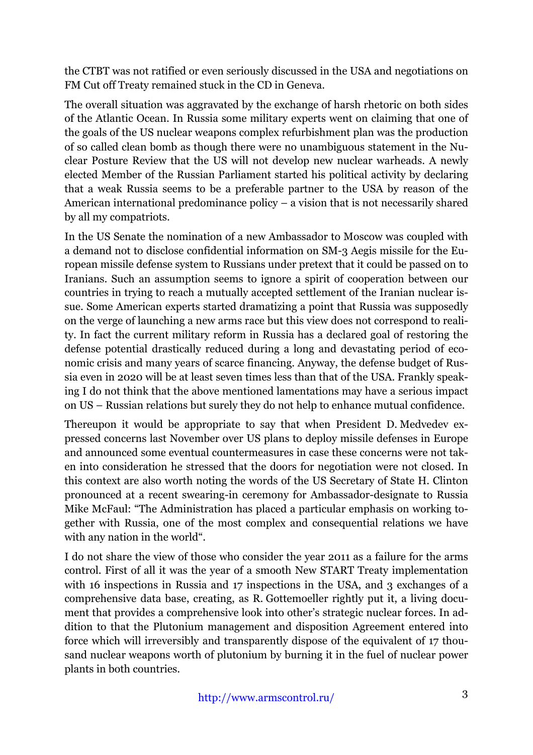the CTBT was not ratified or even seriously discussed in the USA and negotiations on FM Cut off Treaty remained stuck in the CD in Geneva.

The overall situation was aggravated by the exchange of harsh rhetoric on both sides of the Atlantic Ocean. In Russia some military experts went on claiming that one of the goals of the US nuclear weapons complex refurbishment plan was the production of so called clean bomb as though there were no unambiguous statement in the Nuclear Posture Review that the US will not develop new nuclear warheads. A newly elected Member of the Russian Parliament started his political activity by declaring that a weak Russia seems to be a preferable partner to the USA by reason of the American international predominance policy – a vision that is not necessarily shared by all my compatriots.

In the US Senate the nomination of a new Ambassador to Moscow was coupled with a demand not to disclose confidential information on SM-3 Aegis missile for the European missile defense system to Russians under pretext that it could be passed on to Iranians. Such an assumption seems to ignore a spirit of cooperation between our countries in trying to reach a mutually accepted settlement of the Iranian nuclear issue. Some American experts started dramatizing a point that Russia was supposedly on the verge of launching a new arms race but this view does not correspond to reality. In fact the current military reform in Russia has a declared goal of restoring the defense potential drastically reduced during a long and devastating period of economic crisis and many years of scarce financing. Anyway, the defense budget of Russia even in 2020 will be at least seven times less than that of the USA. Frankly speaking I do not think that the above mentioned lamentations may have a serious impact on US – Russian relations but surely they do not help to enhance mutual confidence.

Thereupon it would be appropriate to say that when President D. Medvedev expressed concerns last November over US plans to deploy missile defenses in Europe and announced some eventual countermeasures in case these concerns were not taken into consideration he stressed that the doors for negotiation were not closed. In this context are also worth noting the words of the US Secretary of State H. Clinton pronounced at a recent swearing-in ceremony for Ambassador-designate to Russia Mike McFaul: "The Administration has placed a particular emphasis on working together with Russia, one of the most complex and consequential relations we have with any nation in the world".

I do not share the view of those who consider the year 2011 as a failure for the arms control. First of all it was the year of a smooth New START Treaty implementation with 16 inspections in Russia and 17 inspections in the USA, and 3 exchanges of a comprehensive data base, creating, as R. Gottemoeller rightly put it, a living document that provides a comprehensive look into other's strategic nuclear forces. In addition to that the Plutonium management and disposition Agreement entered into force which will irreversibly and transparently dispose of the equivalent of 17 thousand nuclear weapons worth of plutonium by burning it in the fuel of nuclear power plants in both countries.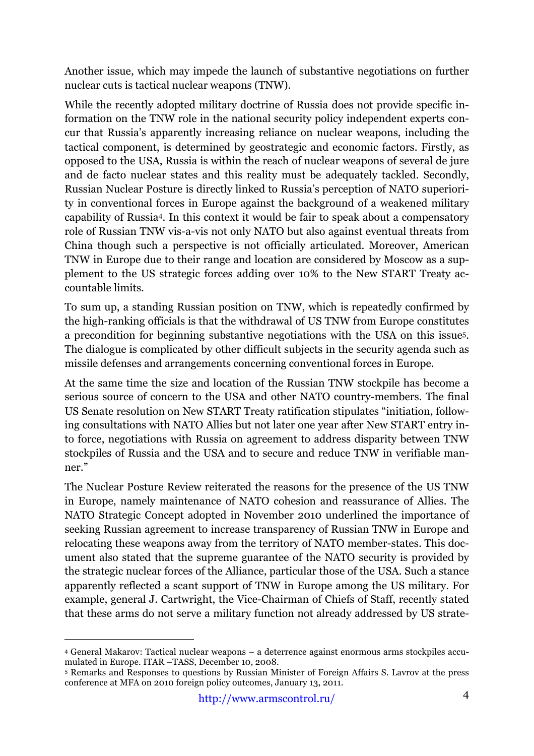Another issue, which may impede the launch of substantive negotiations on further nuclear cuts is tactical nuclear weapons (TNW).

While the recently adopted military doctrine of Russia does not provide specific information on the TNW role in the national security policy independent experts concur that Russia's apparently increasing reliance on nuclear weapons, including the tactical component, is determined by geostrategic and economic factors. Firstly, as opposed to the USA, Russia is within the reach of nuclear weapons of several de jure and de facto nuclear states and this reality must be adequately tackled. Secondly, Russian Nuclear Posture is directly linked to Russia's perception of NATO superiority in conventional forces in Europe against the background of a weakened military capability of Russia[4]. In this context it would be fair to speak about a compensatory role of Russian TNW vis-a-vis not only NATO but also against eventual threats from China though such a perspective is not officially articulated. Moreover, American TNW in Europe due to their range and location are considered by Moscow as a supplement to the US strategic forces adding over 10% to the New START Treaty accountable limits.

To sum up, a standing Russian position on TNW, which is repeatedly confirmed by the high-ranking officials is that the withdrawal of US TNW from Europe constitutes a precondition for beginning substantive negotiations with the USA on this issue[5]. The dialogue is complicated by other difficult subjects in the security agenda such as missile defenses and arrangements concerning conventional forces in Europe.

At the same time the size and location of the Russian TNW stockpile has become a serious source of concern to the USA and other NATO country-members. The final US Senate resolution on New START Treaty ratification stipulates "initiation, following consultations with NATO Allies but not later one year after New START entry into force, negotiations with Russia on agreement to address disparity between TNW stockpiles of Russia and the USA and to secure and reduce TNW in verifiable manner."

The Nuclear Posture Review reiterated the reasons for the presence of the US TNW in Europe, namely maintenance of NATO cohesion and reassurance of Allies. The NATO Strategic Concept adopted in November 2010 underlined the importance of seeking Russian agreement to increase transparency of Russian TNW in Europe and relocating these weapons away from the territory of NATO member-states. This document also stated that the supreme guarantee of the NATO security is provided by the strategic nuclear forces of the Alliance, particular those of the USA. Such a stance apparently reflected a scant support of TNW in Europe among the US military. For example, general J. Cartwright, the Vice-Chairman of Chiefs of Staff, recently stated that these arms do not serve a military function not already addressed by US strate-

---

[4] General Makarov: Tactical nuclear weapons – a deterrence against enormous arms stockpiles accumulated in Europe. ITAR –TASS, December 10, 2008.

[5] Remarks and Responses to questions by Russian Minister of Foreign Affairs S. Lavrov at the press conference at MFA on 2010 foreign policy outcomes, January 13, 2011.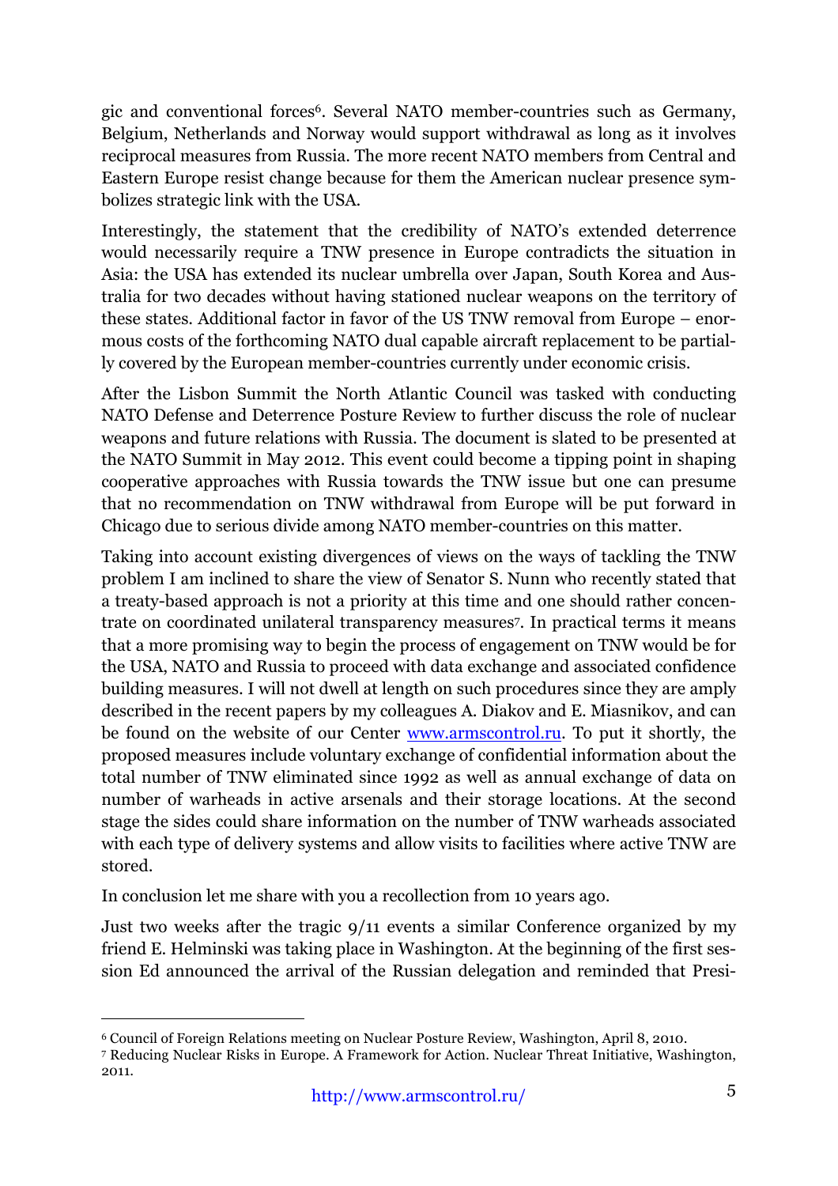gic and conventional forces[6]. Several NATO member-countries such as Germany, Belgium, Netherlands and Norway would support withdrawal as long as it involves reciprocal measures from Russia. The more recent NATO members from Central and Eastern Europe resist change because for them the American nuclear presence symbolizes strategic link with the USA.

Interestingly, the statement that the credibility of NATO's extended deterrence would necessarily require a TNW presence in Europe contradicts the situation in Asia: the USA has extended its nuclear umbrella over Japan, South Korea and Australia for two decades without having stationed nuclear weapons on the territory of these states. Additional factor in favor of the US TNW removal from Europe – enormous costs of the forthcoming NATO dual capable aircraft replacement to be partially covered by the European member-countries currently under economic crisis.

After the Lisbon Summit the North Atlantic Council was tasked with conducting NATO Defense and Deterrence Posture Review to further discuss the role of nuclear weapons and future relations with Russia. The document is slated to be presented at the NATO Summit in May 2012. This event could become a tipping point in shaping cooperative approaches with Russia towards the TNW issue but one can presume that no recommendation on TNW withdrawal from Europe will be put forward in Chicago due to serious divide among NATO member-countries on this matter.

Taking into account existing divergences of views on the ways of tackling the TNW problem I am inclined to share the view of Senator S. Nunn who recently stated that a treaty-based approach is not a priority at this time and one should rather concentrate on coordinated unilateral transparency measures[7]. In practical terms it means that a more promising way to begin the process of engagement on TNW would be for the USA, NATO and Russia to proceed with data exchange and associated confidence building measures. I will not dwell at length on such procedures since they are amply described in the recent papers by my colleagues A. Diakov and E. Miasnikov, and can be found on the website of our Center www.armscontrol.ru. To put it shortly, the proposed measures include voluntary exchange of confidential information about the total number of TNW eliminated since 1992 as well as annual exchange of data on number of warheads in active arsenals and their storage locations. At the second stage the sides could share information on the number of TNW warheads associated with each type of delivery systems and allow visits to facilities where active TNW are stored.

In conclusion let me share with you a recollection from 10 years ago.

Just two weeks after the tragic 9/11 events a similar Conference organized by my friend E. Helminski was taking place in Washington. At the beginning of the first session Ed announced the arrival of the Russian delegation and reminded that Presi-

---

[6] Council of Foreign Relations meeting on Nuclear Posture Review, Washington, April 8, 2010.

[7] Reducing Nuclear Risks in Europe. A Framework for Action. Nuclear Threat Initiative, Washington, 2011.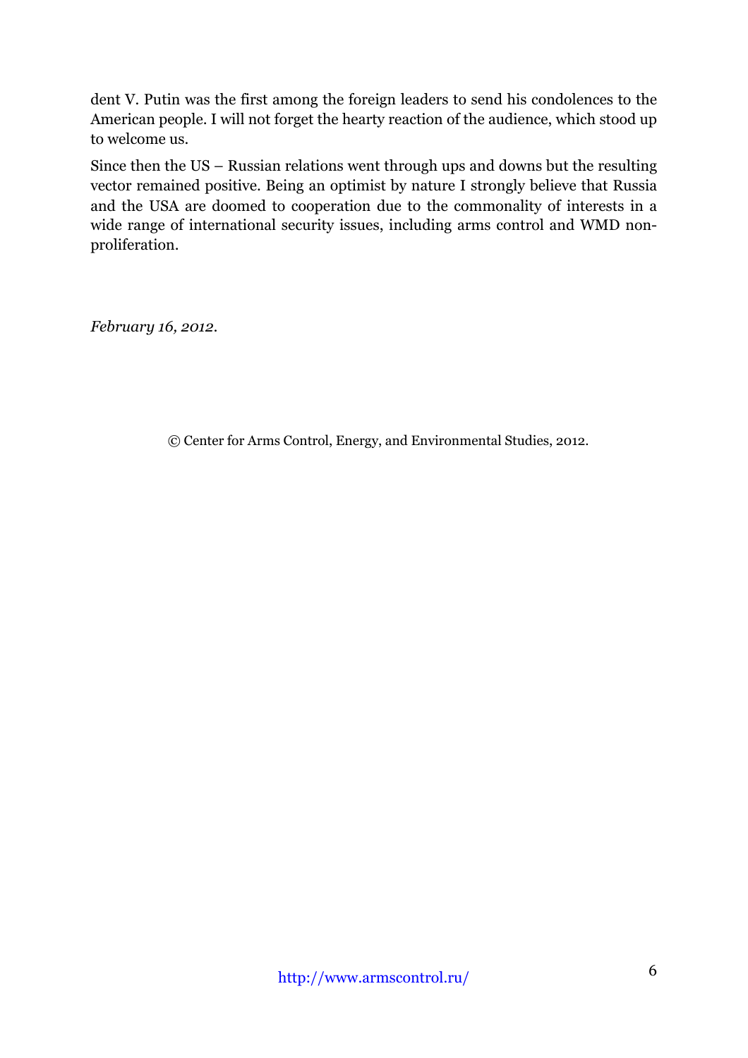dent V. Putin was the first among the foreign leaders to send his condolences to the American people. I will not forget the hearty reaction of the audience, which stood up to welcome us.

Since then the US – Russian relations went through ups and downs but the resulting vector remained positive. Being an optimist by nature I strongly believe that Russia and the USA are doomed to cooperation due to the commonality of interests in a wide range of international security issues, including arms control and WMD non-proliferation.

*February 16, 2012.*

© Center for Arms Control, Energy, and Environmental Studies, 2012.

http://www.armscontrol.ru/